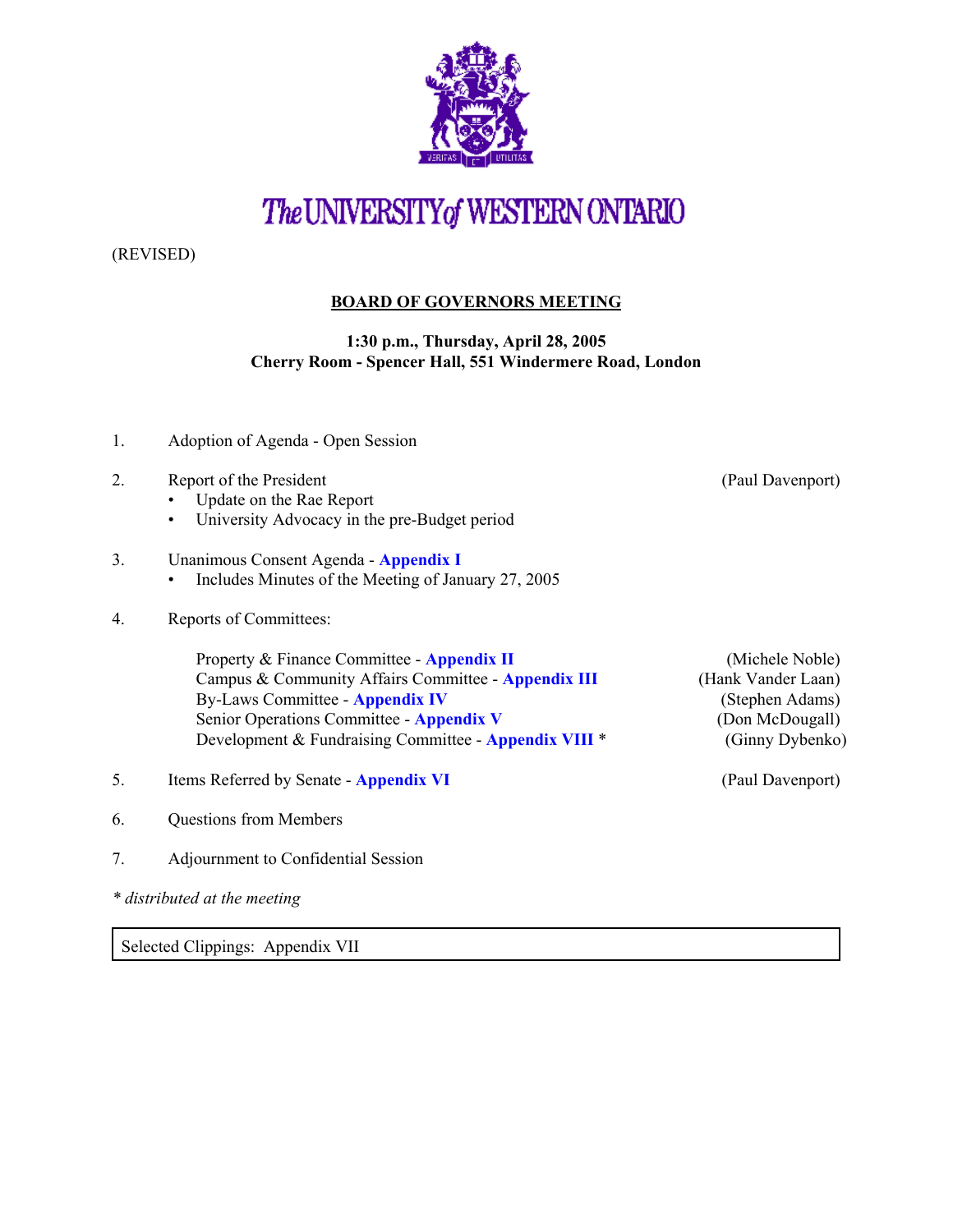# The UNIVERSITY of WESTERN ONTARIO

(REVISED)

## BOARD OF GOVERNORS MEETING

**1:30 p.m., Thursday, April 28, 2005**
**Cherry Room - Spencer Hall, 551 Windermere Road, London**

1. Adoption of Agenda - Open Session

2. Report of the President (Paul Davenport)
   - Update on the Rae Report
   - University Advocacy in the pre-Budget period

3. Unanimous Consent Agenda - **Appendix I**
   - Includes Minutes of the Meeting of January 27, 2005

4. Reports of Committees:

   Property & Finance Committee - **Appendix II** (Michele Noble)
   Campus & Community Affairs Committee - **Appendix III** (Hank Vander Laan)
   By-Laws Committee - **Appendix IV** (Stephen Adams)
   Senior Operations Committee - **Appendix V** (Don McDougall)
   Development & Fundraising Committee - **Appendix VIII** * (Ginny Dybenko)

5. Items Referred by Senate - **Appendix VI** (Paul Davenport)

6. Questions from Members

7. Adjournment to Confidential Session

*\* distributed at the meeting*

Selected Clippings: Appendix VII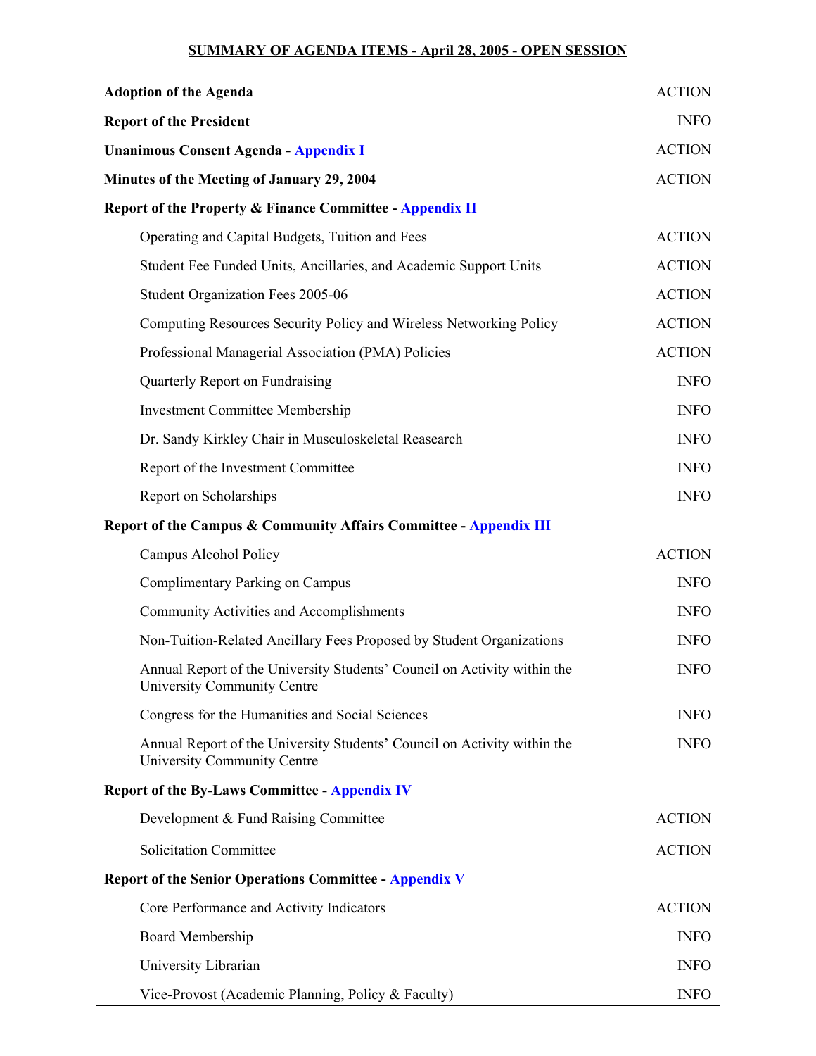**SUMMARY OF AGENDA ITEMS - April 28, 2005 - OPEN SESSION**

| | |
|---|---|
| **Adoption of the Agenda** | ACTION |
| **Report of the President** | INFO |
| **Unanimous Consent Agenda - Appendix I** | ACTION |
| **Minutes of the Meeting of January 29, 2004** | ACTION |
| **Report of the Property & Finance Committee - Appendix II** | |
| Operating and Capital Budgets, Tuition and Fees | ACTION |
| Student Fee Funded Units, Ancillaries, and Academic Support Units | ACTION |
| Student Organization Fees 2005-06 | ACTION |
| Computing Resources Security Policy and Wireless Networking Policy | ACTION |
| Professional Managerial Association (PMA) Policies | ACTION |
| Quarterly Report on Fundraising | INFO |
| Investment Committee Membership | INFO |
| Dr. Sandy Kirkley Chair in Musculoskeletal Reasearch | INFO |
| Report of the Investment Committee | INFO |
| Report on Scholarships | INFO |
| **Report of the Campus & Community Affairs Committee - Appendix III** | |
| Campus Alcohol Policy | ACTION |
| Complimentary Parking on Campus | INFO |
| Community Activities and Accomplishments | INFO |
| Non-Tuition-Related Ancillary Fees Proposed by Student Organizations | INFO |
| Annual Report of the University Students' Council on Activity within the University Community Centre | INFO |
| Congress for the Humanities and Social Sciences | INFO |
| Annual Report of the University Students' Council on Activity within the University Community Centre | INFO |
| **Report of the By-Laws Committee - Appendix IV** | |
| Development & Fund Raising Committee | ACTION |
| Solicitation Committee | ACTION |
| **Report of the Senior Operations Committee - Appendix V** | |
| Core Performance and Activity Indicators | ACTION |
| Board Membership | INFO |
| University Librarian | INFO |
| Vice-Provost (Academic Planning, Policy & Faculty) | INFO |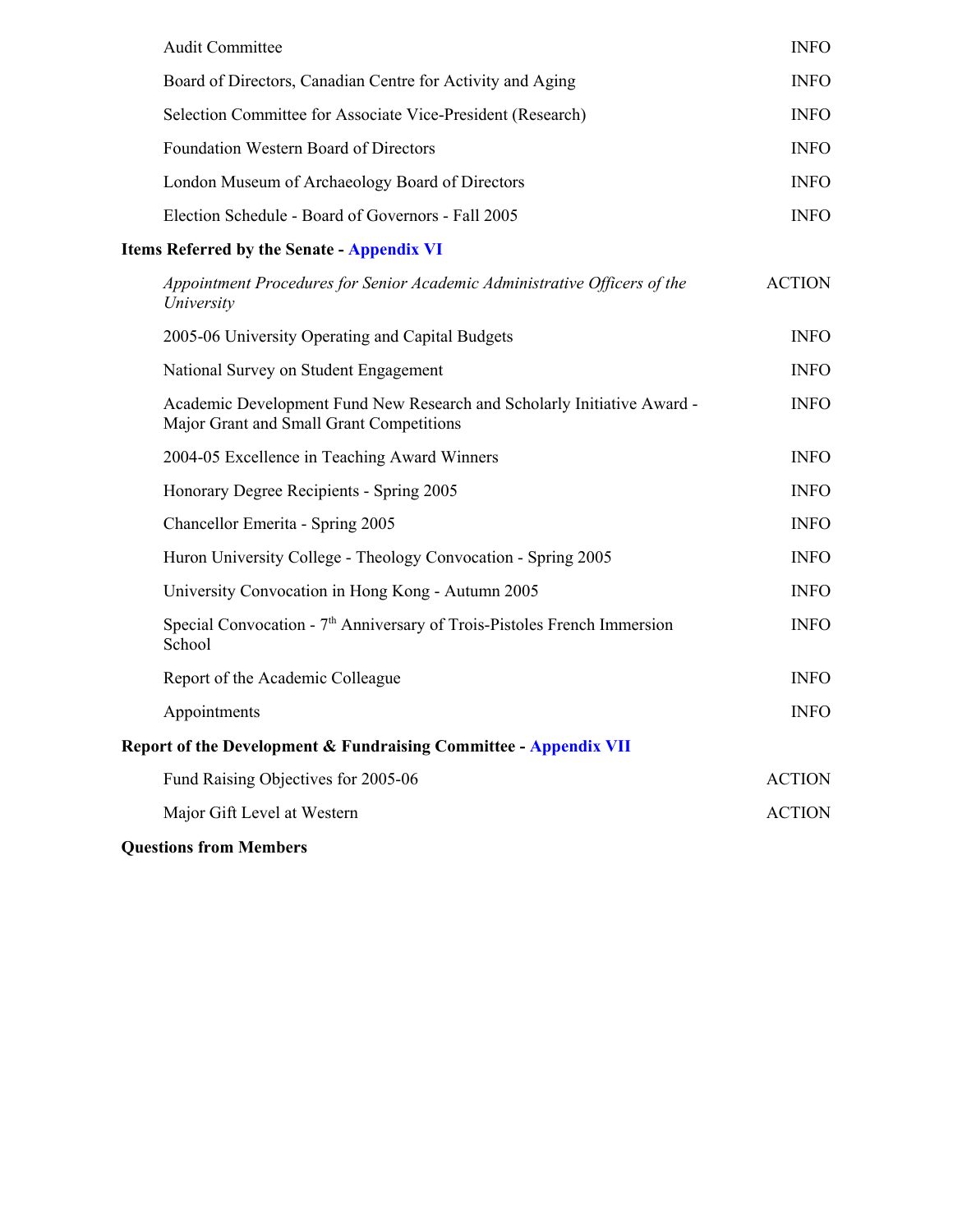| | |
|---|---|
| Audit Committee | INFO |
| Board of Directors, Canadian Centre for Activity and Aging | INFO |
| Selection Committee for Associate Vice-President (Research) | INFO |
| Foundation Western Board of Directors | INFO |
| London Museum of Archaeology Board of Directors | INFO |
| Election Schedule - Board of Governors - Fall 2005 | INFO |

**Items Referred by the Senate - Appendix VI**

| | |
|---|---|
| *Appointment Procedures for Senior Academic Administrative Officers of the University* | ACTION |
| 2005-06 University Operating and Capital Budgets | INFO |
| National Survey on Student Engagement | INFO |
| Academic Development Fund New Research and Scholarly Initiative Award - Major Grant and Small Grant Competitions | INFO |
| 2004-05 Excellence in Teaching Award Winners | INFO |
| Honorary Degree Recipients - Spring 2005 | INFO |
| Chancellor Emerita - Spring 2005 | INFO |
| Huron University College - Theology Convocation - Spring 2005 | INFO |
| University Convocation in Hong Kong - Autumn 2005 | INFO |
| Special Convocation - 7th Anniversary of Trois-Pistoles French Immersion School | INFO |
| Report of the Academic Colleague | INFO |
| Appointments | INFO |

**Report of the Development & Fundraising Committee - Appendix VII**

| | |
|---|---|
| Fund Raising Objectives for 2005-06 | ACTION |
| Major Gift Level at Western | ACTION |

**Questions from Members**